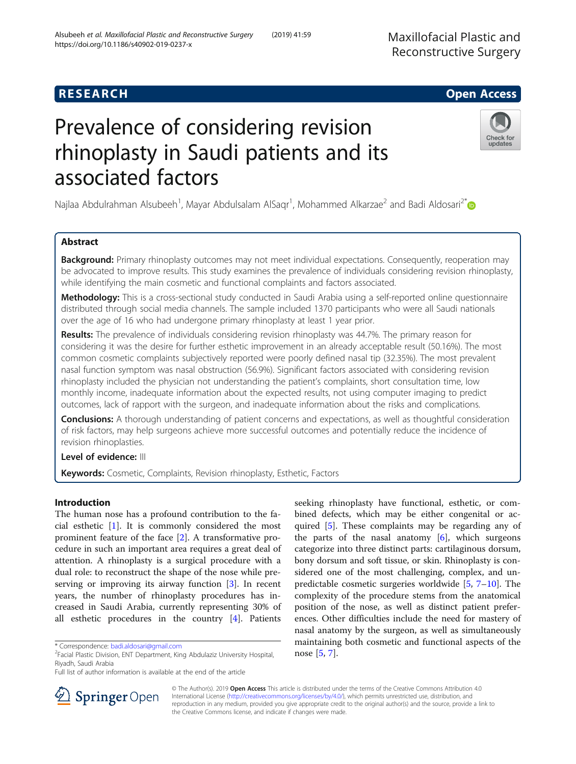RESEARCH

Open Access

# Prevalence of considering revision rhinoplasty in Saudi patients and its associated factors

Najlaa Abdulrahman Alsubeeh[1], Mayar Abdulsalam AlSaqr[1], Mohammed Alkarzae[2] and Badi Aldosari[2*]

## Abstract

**Background:** Primary rhinoplasty outcomes may not meet individual expectations. Consequently, reoperation may be advocated to improve results. This study examines the prevalence of individuals considering revision rhinoplasty, while identifying the main cosmetic and functional complaints and factors associated.

**Methodology:** This is a cross-sectional study conducted in Saudi Arabia using a self-reported online questionnaire distributed through social media channels. The sample included 1370 participants who were all Saudi nationals over the age of 16 who had undergone primary rhinoplasty at least 1 year prior.

**Results:** The prevalence of individuals considering revision rhinoplasty was 44.7%. The primary reason for considering it was the desire for further esthetic improvement in an already acceptable result (50.16%). The most common cosmetic complaints subjectively reported were poorly defined nasal tip (32.35%). The most prevalent nasal function symptom was nasal obstruction (56.9%). Significant factors associated with considering revision rhinoplasty included the physician not understanding the patient's complaints, short consultation time, low monthly income, inadequate information about the expected results, not using computer imaging to predict outcomes, lack of rapport with the surgeon, and inadequate information about the risks and complications.

**Conclusions:** A thorough understanding of patient concerns and expectations, as well as thoughtful consideration of risk factors, may help surgeons achieve more successful outcomes and potentially reduce the incidence of revision rhinoplasties.

**Level of evidence:** III

**Keywords:** Cosmetic, Complaints, Revision rhinoplasty, Esthetic, Factors

## Introduction

The human nose has a profound contribution to the facial esthetic [1]. It is commonly considered the most prominent feature of the face [2]. A transformative procedure in such an important area requires a great deal of attention. A rhinoplasty is a surgical procedure with a dual role: to reconstruct the shape of the nose while preserving or improving its airway function [3]. In recent years, the number of rhinoplasty procedures has increased in Saudi Arabia, currently representing 30% of all esthetic procedures in the country [4]. Patients seeking rhinoplasty have functional, esthetic, or combined defects, which may be either congenital or acquired [5]. These complaints may be regarding any of the parts of the nasal anatomy [6], which surgeons categorize into three distinct parts: cartilaginous dorsum, bony dorsum and soft tissue, or skin. Rhinoplasty is considered one of the most challenging, complex, and unpredictable cosmetic surgeries worldwide [5, 7–10]. The complexity of the procedure stems from the anatomical position of the nose, as well as distinct patient preferences. Other difficulties include the need for mastery of nasal anatomy by the surgeon, as well as simultaneously maintaining both cosmetic and functional aspects of the nose [5, 7].

* Correspondence: badi.aldosari@gmail.com
[2]Facial Plastic Division, ENT Department, King Abdulaziz University Hospital, Riyadh, Saudi Arabia
Full list of author information is available at the end of the article

© The Author(s). 2019 **Open Access** This article is distributed under the terms of the Creative Commons Attribution 4.0 International License (http://creativecommons.org/licenses/by/4.0/), which permits unrestricted use, distribution, and reproduction in any medium, provided you give appropriate credit to the original author(s) and the source, provide a link to the Creative Commons license, and indicate if changes were made.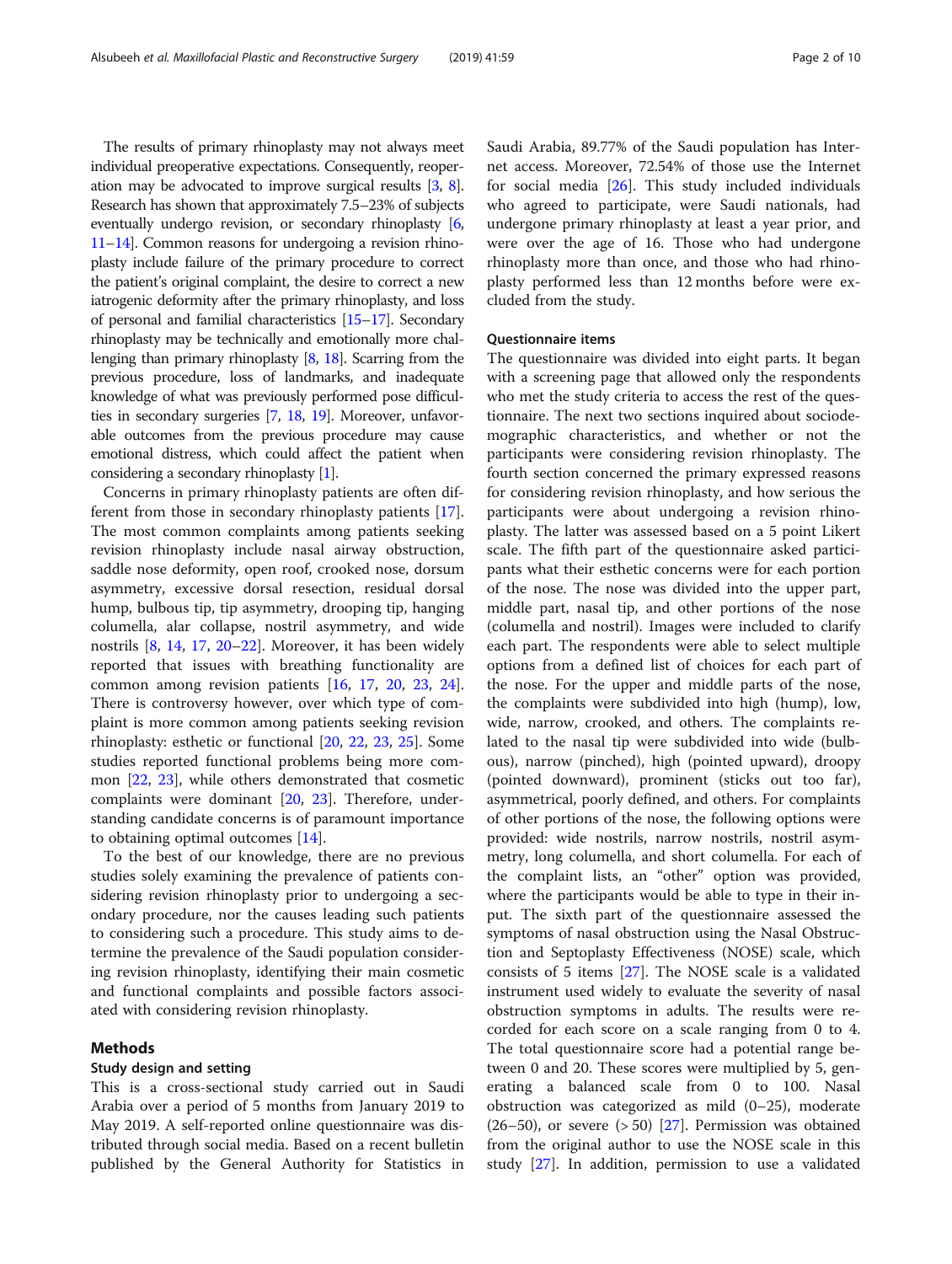The results of primary rhinoplasty may not always meet individual preoperative expectations. Consequently, reoperation may be advocated to improve surgical results [3, 8]. Research has shown that approximately 7.5–23% of subjects eventually undergo revision, or secondary rhinoplasty [6, 11–14]. Common reasons for undergoing a revision rhinoplasty include failure of the primary procedure to correct the patient's original complaint, the desire to correct a new iatrogenic deformity after the primary rhinoplasty, and loss of personal and familial characteristics [15–17]. Secondary rhinoplasty may be technically and emotionally more challenging than primary rhinoplasty [8, 18]. Scarring from the previous procedure, loss of landmarks, and inadequate knowledge of what was previously performed pose difficulties in secondary surgeries [7, 18, 19]. Moreover, unfavorable outcomes from the previous procedure may cause emotional distress, which could affect the patient when considering a secondary rhinoplasty [1].

Concerns in primary rhinoplasty patients are often different from those in secondary rhinoplasty patients [17]. The most common complaints among patients seeking revision rhinoplasty include nasal airway obstruction, saddle nose deformity, open roof, crooked nose, dorsum asymmetry, excessive dorsal resection, residual dorsal hump, bulbous tip, tip asymmetry, drooping tip, hanging columella, alar collapse, nostril asymmetry, and wide nostrils [8, 14, 17, 20–22]. Moreover, it has been widely reported that issues with breathing functionality are common among revision patients [16, 17, 20, 23, 24]. There is controversy however, over which type of complaint is more common among patients seeking revision rhinoplasty: esthetic or functional [20, 22, 23, 25]. Some studies reported functional problems being more common [22, 23], while others demonstrated that cosmetic complaints were dominant [20, 23]. Therefore, understanding candidate concerns is of paramount importance to obtaining optimal outcomes [14].

To the best of our knowledge, there are no previous studies solely examining the prevalence of patients considering revision rhinoplasty prior to undergoing a secondary procedure, nor the causes leading such patients to considering such a procedure. This study aims to determine the prevalence of the Saudi population considering revision rhinoplasty, identifying their main cosmetic and functional complaints and possible factors associated with considering revision rhinoplasty.

## Methods

### Study design and setting

This is a cross-sectional study carried out in Saudi Arabia over a period of 5 months from January 2019 to May 2019. A self-reported online questionnaire was distributed through social media. Based on a recent bulletin published by the General Authority for Statistics in Saudi Arabia, 89.77% of the Saudi population has Internet access. Moreover, 72.54% of those use the Internet for social media [26]. This study included individuals who agreed to participate, were Saudi nationals, had undergone primary rhinoplasty at least a year prior, and were over the age of 16. Those who had undergone rhinoplasty more than once, and those who had rhinoplasty performed less than 12 months before were excluded from the study.

### Questionnaire items

The questionnaire was divided into eight parts. It began with a screening page that allowed only the respondents who met the study criteria to access the rest of the questionnaire. The next two sections inquired about sociodemographic characteristics, and whether or not the participants were considering revision rhinoplasty. The fourth section concerned the primary expressed reasons for considering revision rhinoplasty, and how serious the participants were about undergoing a revision rhinoplasty. The latter was assessed based on a 5 point Likert scale. The fifth part of the questionnaire asked participants what their esthetic concerns were for each portion of the nose. The nose was divided into the upper part, middle part, nasal tip, and other portions of the nose (columella and nostril). Images were included to clarify each part. The respondents were able to select multiple options from a defined list of choices for each part of the nose. For the upper and middle parts of the nose, the complaints were subdivided into high (hump), low, wide, narrow, crooked, and others. The complaints related to the nasal tip were subdivided into wide (bulbous), narrow (pinched), high (pointed upward), droopy (pointed downward), prominent (sticks out too far), asymmetrical, poorly defined, and others. For complaints of other portions of the nose, the following options were provided: wide nostrils, narrow nostrils, nostril asymmetry, long columella, and short columella. For each of the complaint lists, an "other" option was provided, where the participants would be able to type in their input. The sixth part of the questionnaire assessed the symptoms of nasal obstruction using the Nasal Obstruction and Septoplasty Effectiveness (NOSE) scale, which consists of 5 items [27]. The NOSE scale is a validated instrument used widely to evaluate the severity of nasal obstruction symptoms in adults. The results were recorded for each score on a scale ranging from 0 to 4. The total questionnaire score had a potential range between 0 and 20. These scores were multiplied by 5, generating a balanced scale from 0 to 100. Nasal obstruction was categorized as mild (0–25), moderate (26–50), or severe (> 50) [27]. Permission was obtained from the original author to use the NOSE scale in this study [27]. In addition, permission to use a validated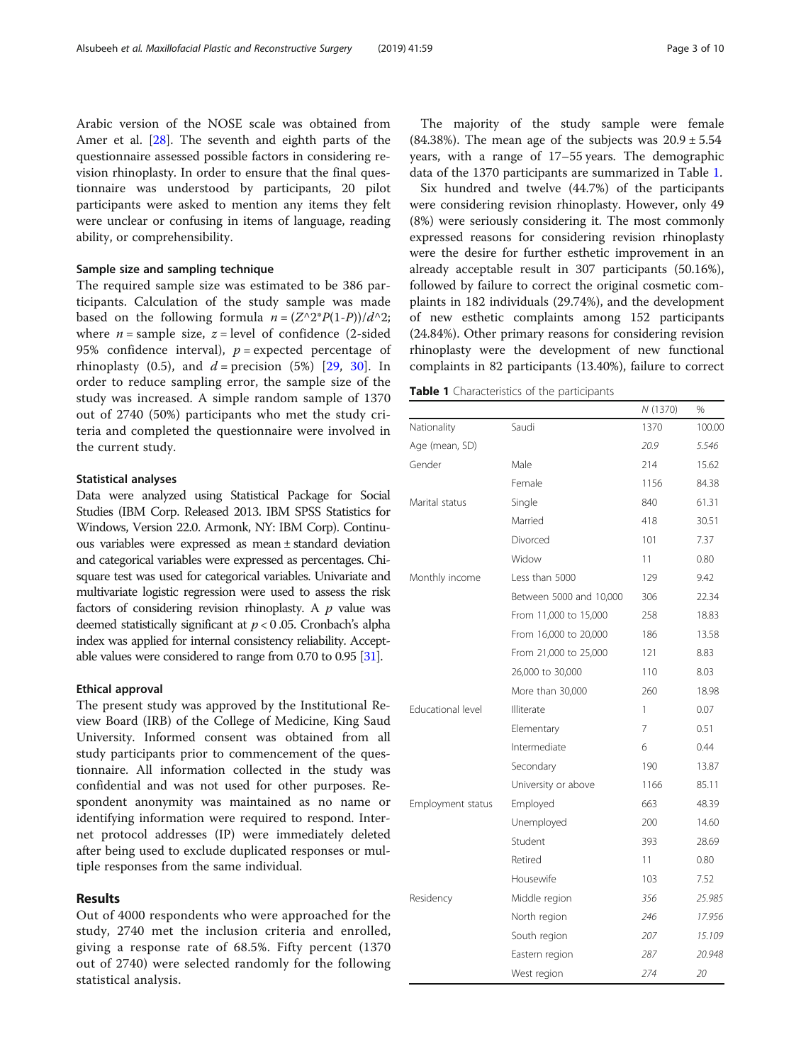Arabic version of the NOSE scale was obtained from Amer et al. [28]. The seventh and eighth parts of the questionnaire assessed possible factors in considering revision rhinoplasty. In order to ensure that the final questionnaire was understood by participants, 20 pilot participants were asked to mention any items they felt were unclear or confusing in items of language, reading ability, or comprehensibility.

### Sample size and sampling technique

The required sample size was estimated to be 386 participants. Calculation of the study sample was made based on the following formula $n = (Z^2 * P(1\text{-}P))/d^2$; where $n$ = sample size, $z$ = level of confidence (2-sided 95% confidence interval), $p$ = expected percentage of rhinoplasty (0.5), and $d$ = precision (5%) [29, 30]. In order to reduce sampling error, the sample size of the study was increased. A simple random sample of 1370 out of 2740 (50%) participants who met the study criteria and completed the questionnaire were involved in the current study.

### Statistical analyses

Data were analyzed using Statistical Package for Social Studies (IBM Corp. Released 2013. IBM SPSS Statistics for Windows, Version 22.0. Armonk, NY: IBM Corp). Continuous variables were expressed as mean ± standard deviation and categorical variables were expressed as percentages. Chi-square test was used for categorical variables. Univariate and multivariate logistic regression were used to assess the risk factors of considering revision rhinoplasty. A $p$ value was deemed statistically significant at $p < 0.05$. Cronbach's alpha index was applied for internal consistency reliability. Acceptable values were considered to range from 0.70 to 0.95 [31].

### Ethical approval

The present study was approved by the Institutional Review Board (IRB) of the College of Medicine, King Saud University. Informed consent was obtained from all study participants prior to commencement of the questionnaire. All information collected in the study was confidential and was not used for other purposes. Respondent anonymity was maintained as no name or identifying information were required to respond. Internet protocol addresses (IP) were immediately deleted after being used to exclude duplicated responses or multiple responses from the same individual.

## Results

Out of 4000 respondents who were approached for the study, 2740 met the inclusion criteria and enrolled, giving a response rate of 68.5%. Fifty percent (1370 out of 2740) were selected randomly for the following statistical analysis.

The majority of the study sample were female (84.38%). The mean age of the subjects was 20.9 ± 5.54 years, with a range of 17–55 years. The demographic data of the 1370 participants are summarized in Table 1.

Six hundred and twelve (44.7%) of the participants were considering revision rhinoplasty. However, only 49 (8%) were seriously considering it. The most commonly expressed reasons for considering revision rhinoplasty were the desire for further esthetic improvement in an already acceptable result in 307 participants (50.16%), followed by failure to correct the original cosmetic complaints in 182 individuals (29.74%), and the development of new esthetic complaints among 152 participants (24.84%). Other primary reasons for considering revision rhinoplasty were the development of new functional complaints in 82 participants (13.40%), failure to correct

**Table 1** Characteristics of the participants

| | | N (1370) | % |
|---|---|---|---|
| Nationality | Saudi | 1370 | 100.00 |
| Age (mean, SD) | | *20.9* | *5.546* |
| Gender | Male | 214 | 15.62 |
| | Female | 1156 | 84.38 |
| Marital status | Single | 840 | 61.31 |
| | Married | 418 | 30.51 |
| | Divorced | 101 | 7.37 |
| | Widow | 11 | 0.80 |
| Monthly income | Less than 5000 | 129 | 9.42 |
| | Between 5000 and 10,000 | 306 | 22.34 |
| | From 11,000 to 15,000 | 258 | 18.83 |
| | From 16,000 to 20,000 | 186 | 13.58 |
| | From 21,000 to 25,000 | 121 | 8.83 |
| | 26,000 to 30,000 | 110 | 8.03 |
| | More than 30,000 | 260 | 18.98 |
| Educational level | Illiterate | 1 | 0.07 |
| | Elementary | 7 | 0.51 |
| | Intermediate | 6 | 0.44 |
| | Secondary | 190 | 13.87 |
| | University or above | 1166 | 85.11 |
| Employment status | Employed | 663 | 48.39 |
| | Unemployed | 200 | 14.60 |
| | Student | 393 | 28.69 |
| | Retired | 11 | 0.80 |
| | Housewife | 103 | 7.52 |
| Residency | Middle region | *356* | *25.985* |
| | North region | *246* | *17.956* |
| | South region | *207* | *15.109* |
| | Eastern region | *287* | *20.948* |
| | West region | *274* | *20* |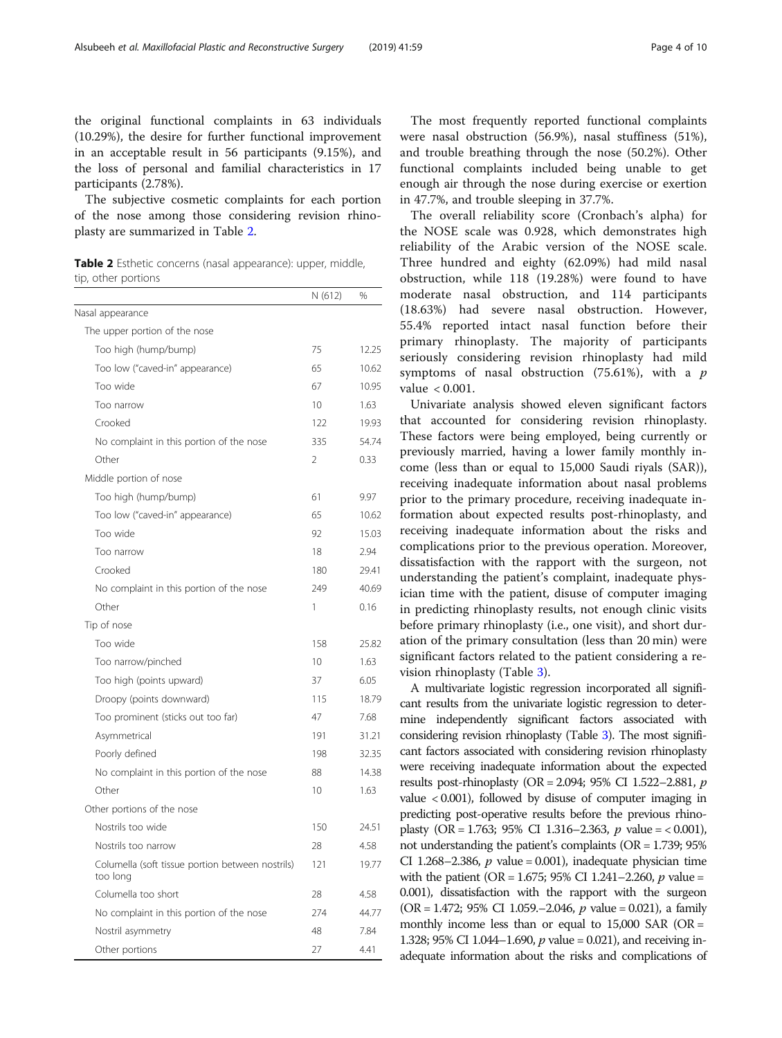the original functional complaints in 63 individuals (10.29%), the desire for further functional improvement in an acceptable result in 56 participants (9.15%), and the loss of personal and familial characteristics in 17 participants (2.78%).

The subjective cosmetic complaints for each portion of the nose among those considering revision rhinoplasty are summarized in Table 2.

**Table 2** Esthetic concerns (nasal appearance): upper, middle, tip, other portions

| | N (612) | % |
|---|---|---|
| Nasal appearance | | |
| The upper portion of the nose | | |
| Too high (hump/bump) | 75 | 12.25 |
| Too low ("caved-in" appearance) | 65 | 10.62 |
| Too wide | 67 | 10.95 |
| Too narrow | 10 | 1.63 |
| Crooked | 122 | 19.93 |
| No complaint in this portion of the nose | 335 | 54.74 |
| Other | 2 | 0.33 |
| Middle portion of nose | | |
| Too high (hump/bump) | 61 | 9.97 |
| Too low ("caved-in" appearance) | 65 | 10.62 |
| Too wide | 92 | 15.03 |
| Too narrow | 18 | 2.94 |
| Crooked | 180 | 29.41 |
| No complaint in this portion of the nose | 249 | 40.69 |
| Other | 1 | 0.16 |
| Tip of nose | | |
| Too wide | 158 | 25.82 |
| Too narrow/pinched | 10 | 1.63 |
| Too high (points upward) | 37 | 6.05 |
| Droopy (points downward) | 115 | 18.79 |
| Too prominent (sticks out too far) | 47 | 7.68 |
| Asymmetrical | 191 | 31.21 |
| Poorly defined | 198 | 32.35 |
| No complaint in this portion of the nose | 88 | 14.38 |
| Other | 10 | 1.63 |
| Other portions of the nose | | |
| Nostrils too wide | 150 | 24.51 |
| Nostrils too narrow | 28 | 4.58 |
| Columella (soft tissue portion between nostrils) too long | 121 | 19.77 |
| Columella too short | 28 | 4.58 |
| No complaint in this portion of the nose | 274 | 44.77 |
| Nostril asymmetry | 48 | 7.84 |
| Other portions | 27 | 4.41 |

The most frequently reported functional complaints were nasal obstruction (56.9%), nasal stuffiness (51%), and trouble breathing through the nose (50.2%). Other functional complaints included being unable to get enough air through the nose during exercise or exertion in 47.7%, and trouble sleeping in 37.7%.

The overall reliability score (Cronbach's alpha) for the NOSE scale was 0.928, which demonstrates high reliability of the Arabic version of the NOSE scale. Three hundred and eighty (62.09%) had mild nasal obstruction, while 118 (19.28%) were found to have moderate nasal obstruction, and 114 participants (18.63%) had severe nasal obstruction. However, 55.4% reported intact nasal function before their primary rhinoplasty. The majority of participants seriously considering revision rhinoplasty had mild symptoms of nasal obstruction (75.61%), with a $p$ value $< 0.001$.

Univariate analysis showed eleven significant factors that accounted for considering revision rhinoplasty. These factors were being employed, being currently or previously married, having a lower family monthly income (less than or equal to 15,000 Saudi riyals (SAR)), receiving inadequate information about nasal problems prior to the primary procedure, receiving inadequate information about expected results post-rhinoplasty, and receiving inadequate information about the risks and complications prior to the previous operation. Moreover, dissatisfaction with the rapport with the surgeon, not understanding the patient's complaint, inadequate physician time with the patient, disuse of computer imaging in predicting rhinoplasty results, not enough clinic visits before primary rhinoplasty (i.e., one visit), and short duration of the primary consultation (less than 20 min) were significant factors related to the patient considering a revision rhinoplasty (Table 3).

A multivariate logistic regression incorporated all significant results from the univariate logistic regression to determine independently significant factors associated with considering revision rhinoplasty (Table 3). The most significant factors associated with considering revision rhinoplasty were receiving inadequate information about the expected results post-rhinoplasty (OR = 2.094; 95% CI 1.522–2.881, $p$ value $< 0.001$), followed by disuse of computer imaging in predicting post-operative results before the previous rhinoplasty (OR = 1.763; 95% CI 1.316–2.363, $p$ value = $< 0.001$), not understanding the patient's complaints (OR = 1.739; 95% CI 1.268–2.386, $p$ value = 0.001), inadequate physician time with the patient (OR = 1.675; 95% CI 1.241–2.260, $p$ value = 0.001), dissatisfaction with the rapport with the surgeon (OR = 1.472; 95% CI 1.059.–2.046, $p$ value = 0.021), a family monthly income less than or equal to 15,000 SAR (OR = 1.328; 95% CI 1.044–1.690, $p$ value = 0.021), and receiving inadequate information about the risks and complications of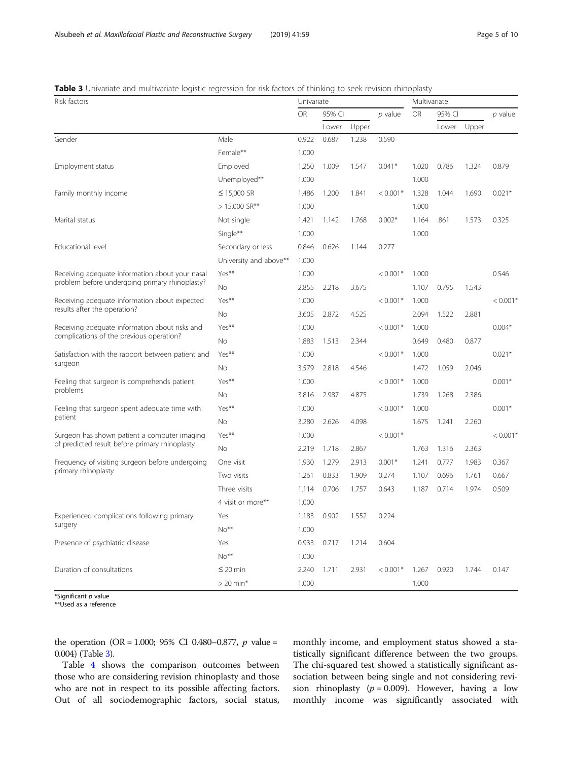**Table 3** Univariate and multivariate logistic regression for risk factors of thinking to seek revision rhinoplasty

| Risk factors | | Univariate | | | | Multivariate | | | |
|---|---|---|---|---|---|---|---|---|---|
| | | OR | 95% CI | | *p* value | OR | 95% CI | | *p* value |
| | | | Lower | Upper | | | Lower | Upper | |
| Gender | Male | 0.922 | 0.687 | 1.238 | 0.590 | | | | |
| | Female** | 1.000 | | | | | | | |
| Employment status | Employed | 1.250 | 1.009 | 1.547 | 0.041* | 1.020 | 0.786 | 1.324 | 0.879 |
| | Unemployed** | 1.000 | | | | 1.000 | | | |
| Family monthly income | ≤ 15,000 SR | 1.486 | 1.200 | 1.841 | < 0.001* | 1.328 | 1.044 | 1.690 | 0.021* |
| | > 15,000 SR** | 1.000 | | | | 1.000 | | | |
| Marital status | Not single | 1.421 | 1.142 | 1.768 | 0.002* | 1.164 | .861 | 1.573 | 0.325 |
| | Single** | 1.000 | | | | 1.000 | | | |
| Educational level | Secondary or less | 0.846 | 0.626 | 1.144 | 0.277 | | | | |
| | University and above** | 1.000 | | | | | | | |
| Receiving adequate information about your nasal problem before undergoing primary rhinoplasty? | Yes** | 1.000 | | | < 0.001* | 1.000 | | | 0.546 |
| | No | 2.855 | 2.218 | 3.675 | | 1.107 | 0.795 | 1.543 | |
| Receiving adequate information about expected results after the operation? | Yes** | 1.000 | | | < 0.001* | 1.000 | | | < 0.001* |
| | No | 3.605 | 2.872 | 4.525 | | 2.094 | 1.522 | 2.881 | |
| Receiving adequate information about risks and complications of the previous operation? | Yes** | 1.000 | | | < 0.001* | 1.000 | | | 0.004* |
| | No | 1.883 | 1.513 | 2.344 | | 0.649 | 0.480 | 0.877 | |
| Satisfaction with the rapport between patient and surgeon | Yes** | 1.000 | | | < 0.001* | 1.000 | | | 0.021* |
| | No | 3.579 | 2.818 | 4.546 | | 1.472 | 1.059 | 2.046 | |
| Feeling that surgeon is comprehends patient problems | Yes** | 1.000 | | | < 0.001* | 1.000 | | | 0.001* |
| | No | 3.816 | 2.987 | 4.875 | | 1.739 | 1.268 | 2.386 | |
| Feeling that surgeon spent adequate time with patient | Yes** | 1.000 | | | < 0.001* | 1.000 | | | 0.001* |
| | No | 3.280 | 2.626 | 4.098 | | 1.675 | 1.241 | 2.260 | |
| Surgeon has shown patient a computer imaging of predicted result before primary rhinoplasty | Yes** | 1.000 | | | < 0.001* | | | | < 0.001* |
| | No | 2.219 | 1.718 | 2.867 | | 1.763 | 1.316 | 2.363 | |
| Frequency of visiting surgeon before undergoing primary rhinoplasty | One visit | 1.930 | 1.279 | 2.913 | 0.001* | 1.241 | 0.777 | 1.983 | 0.367 |
| | Two visits | 1.261 | 0.833 | 1.909 | 0.274 | 1.107 | 0.696 | 1.761 | 0.667 |
| | Three visits | 1.114 | 0.706 | 1.757 | 0.643 | 1.187 | 0.714 | 1.974 | 0.509 |
| | 4 visit or more** | 1.000 | | | | | | | |
| Experienced complications following primary surgery | Yes | 1.183 | 0.902 | 1.552 | 0.224 | | | | |
| | No** | 1.000 | | | | | | | |
| Presence of psychiatric disease | Yes | 0.933 | 0.717 | 1.214 | 0.604 | | | | |
| | No** | 1.000 | | | | | | | |
| Duration of consultations | ≤ 20 min | 2.240 | 1.711 | 2.931 | < 0.001* | 1.267 | 0.920 | 1.744 | 0.147 |
| | > 20 min* | 1.000 | | | | 1.000 | | | |

*Significant *p* value
**Used as a reference

the operation (OR = 1.000; 95% CI 0.480–0.877, $p$ value = 0.004) (Table 3).

Table 4 shows the comparison outcomes between those who are considering revision rhinoplasty and those who are not in respect to its possible affecting factors. Out of all sociodemographic factors, social status, monthly income, and employment status showed a statistically significant difference between the two groups. The chi-squared test showed a statistically significant association between being single and not considering revision rhinoplasty ($p = 0.009$). However, having a low monthly income was significantly associated with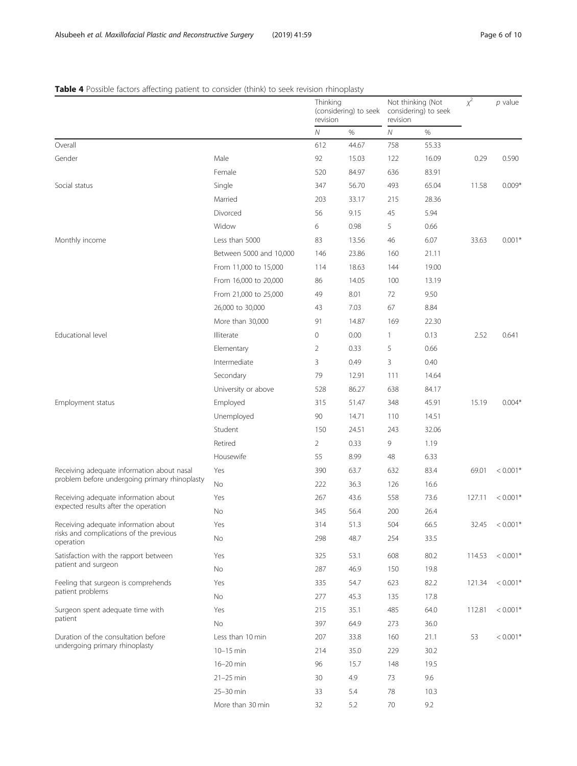**Table 4** Possible factors affecting patient to consider (think) to seek revision rhinoplasty

| | | Thinking (considering) to seek revision | | Not thinking (Not considering) to seek revision | | $\chi^2$ | *p* value |
|---|---|---|---|---|---|---|---|
| | | *N* | % | *N* | % | | |
| Overall | | 612 | 44.67 | 758 | 55.33 | | |
| Gender | Male | 92 | 15.03 | 122 | 16.09 | 0.29 | 0.590 |
| | Female | 520 | 84.97 | 636 | 83.91 | | |
| Social status | Single | 347 | 56.70 | 493 | 65.04 | 11.58 | 0.009* |
| | Married | 203 | 33.17 | 215 | 28.36 | | |
| | Divorced | 56 | 9.15 | 45 | 5.94 | | |
| | Widow | 6 | 0.98 | 5 | 0.66 | | |
| Monthly income | Less than 5000 | 83 | 13.56 | 46 | 6.07 | 33.63 | 0.001* |
| | Between 5000 and 10,000 | 146 | 23.86 | 160 | 21.11 | | |
| | From 11,000 to 15,000 | 114 | 18.63 | 144 | 19.00 | | |
| | From 16,000 to 20,000 | 86 | 14.05 | 100 | 13.19 | | |
| | From 21,000 to 25,000 | 49 | 8.01 | 72 | 9.50 | | |
| | 26,000 to 30,000 | 43 | 7.03 | 67 | 8.84 | | |
| | More than 30,000 | 91 | 14.87 | 169 | 22.30 | | |
| Educational level | Illiterate | 0 | 0.00 | 1 | 0.13 | 2.52 | 0.641 |
| | Elementary | 2 | 0.33 | 5 | 0.66 | | |
| | Intermediate | 3 | 0.49 | 3 | 0.40 | | |
| | Secondary | 79 | 12.91 | 111 | 14.64 | | |
| | University or above | 528 | 86.27 | 638 | 84.17 | | |
| Employment status | Employed | 315 | 51.47 | 348 | 45.91 | 15.19 | 0.004* |
| | Unemployed | 90 | 14.71 | 110 | 14.51 | | |
| | Student | 150 | 24.51 | 243 | 32.06 | | |
| | Retired | 2 | 0.33 | 9 | 1.19 | | |
| | Housewife | 55 | 8.99 | 48 | 6.33 | | |
| Receiving adequate information about nasal problem before undergoing primary rhinoplasty | Yes | 390 | 63.7 | 632 | 83.4 | 69.01 | < 0.001* |
| | No | 222 | 36.3 | 126 | 16.6 | | |
| Receiving adequate information about expected results after the operation | Yes | 267 | 43.6 | 558 | 73.6 | 127.11 | < 0.001* |
| | No | 345 | 56.4 | 200 | 26.4 | | |
| Receiving adequate information about risks and complications of the previous operation | Yes | 314 | 51.3 | 504 | 66.5 | 32.45 | < 0.001* |
| | No | 298 | 48.7 | 254 | 33.5 | | |
| Satisfaction with the rapport between patient and surgeon | Yes | 325 | 53.1 | 608 | 80.2 | 114.53 | < 0.001* |
| | No | 287 | 46.9 | 150 | 19.8 | | |
| Feeling that surgeon is comprehends patient problems | Yes | 335 | 54.7 | 623 | 82.2 | 121.34 | < 0.001* |
| | No | 277 | 45.3 | 135 | 17.8 | | |
| Surgeon spent adequate time with patient | Yes | 215 | 35.1 | 485 | 64.0 | 112.81 | < 0.001* |
| | No | 397 | 64.9 | 273 | 36.0 | | |
| Duration of the consultation before undergoing primary rhinoplasty | Less than 10 min | 207 | 33.8 | 160 | 21.1 | 53 | < 0.001* |
| | 10–15 min | 214 | 35.0 | 229 | 30.2 | | |
| | 16–20 min | 96 | 15.7 | 148 | 19.5 | | |
| | 21–25 min | 30 | 4.9 | 73 | 9.6 | | |
| | 25–30 min | 33 | 5.4 | 78 | 10.3 | | |
| | More than 30 min | 32 | 5.2 | 70 | 9.2 | | |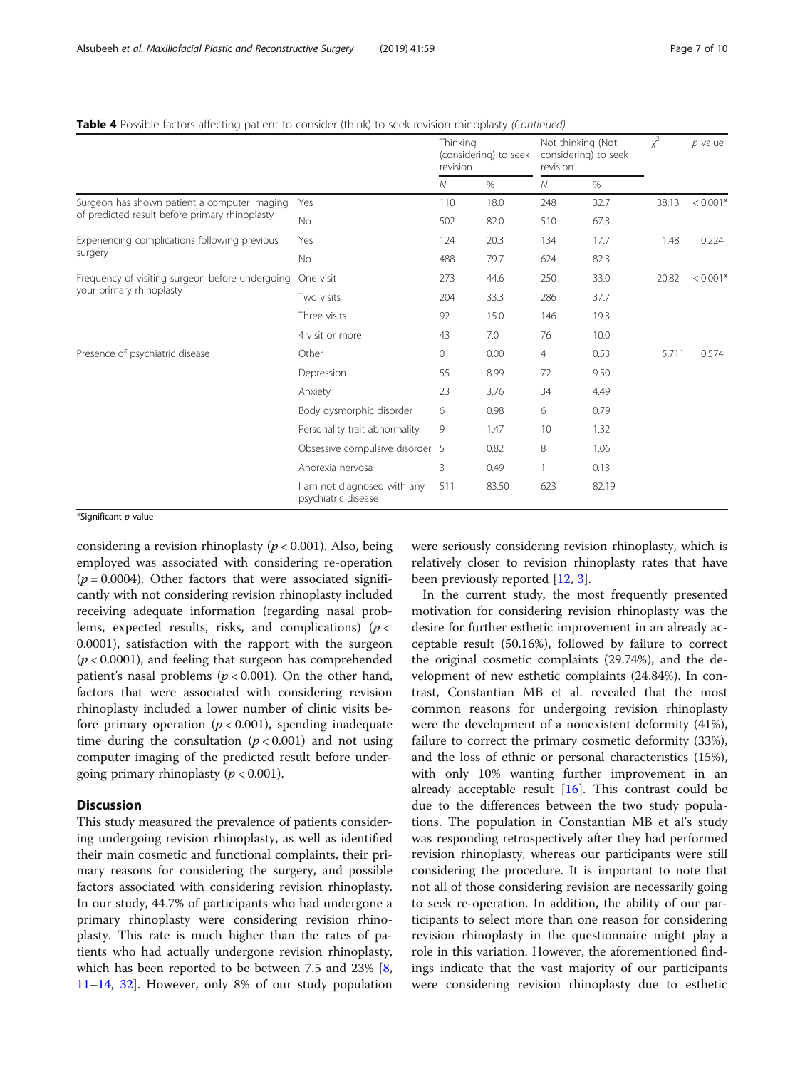**Table 4** Possible factors affecting patient to consider (think) to seek revision rhinoplasty *(Continued)*

| | | Thinking (considering) to seek revision | | Not thinking (Not considering) to seek revision | | $\chi^2$ | *p* value |
|---|---|---|---|---|---|---|---|
| | | *N* | % | *N* | % | | |
| Surgeon has shown patient a computer imaging of predicted result before primary rhinoplasty | Yes | 110 | 18.0 | 248 | 32.7 | 38.13 | < 0.001* |
| | No | 502 | 82.0 | 510 | 67.3 | | |
| Experiencing complications following previous surgery | Yes | 124 | 20.3 | 134 | 17.7 | 1.48 | 0.224 |
| | No | 488 | 79.7 | 624 | 82.3 | | |
| Frequency of visiting surgeon before undergoing your primary rhinoplasty | One visit | 273 | 44.6 | 250 | 33.0 | 20.82 | < 0.001* |
| | Two visits | 204 | 33.3 | 286 | 37.7 | | |
| | Three visits | 92 | 15.0 | 146 | 19.3 | | |
| | 4 visit or more | 43 | 7.0 | 76 | 10.0 | | |
| Presence of psychiatric disease | Other | 0 | 0.00 | 4 | 0.53 | 5.711 | 0.574 |
| | Depression | 55 | 8.99 | 72 | 9.50 | | |
| | Anxiety | 23 | 3.76 | 34 | 4.49 | | |
| | Body dysmorphic disorder | 6 | 0.98 | 6 | 0.79 | | |
| | Personality trait abnormality | 9 | 1.47 | 10 | 1.32 | | |
| | Obsessive compulsive disorder | 5 | 0.82 | 8 | 1.06 | | |
| | Anorexia nervosa | 3 | 0.49 | 1 | 0.13 | | |
| | I am not diagnosed with any psychiatric disease | 511 | 83.50 | 623 | 82.19 | | |

*Significant *p* value

considering a revision rhinoplasty ($p < 0.001$). Also, being employed was associated with considering re-operation ($p = 0.0004$). Other factors that were associated significantly with not considering revision rhinoplasty included receiving adequate information (regarding nasal problems, expected results, risks, and complications) ($p < 0.0001$), satisfaction with the rapport with the surgeon ($p < 0.0001$), and feeling that surgeon has comprehended patient's nasal problems ($p < 0.001$). On the other hand, factors that were associated with considering revision rhinoplasty included a lower number of clinic visits before primary operation ($p < 0.001$), spending inadequate time during the consultation ($p < 0.001$) and not using computer imaging of the predicted result before undergoing primary rhinoplasty ($p < 0.001$).

## Discussion

This study measured the prevalence of patients considering undergoing revision rhinoplasty, as well as identified their main cosmetic and functional complaints, their primary reasons for considering the surgery, and possible factors associated with considering revision rhinoplasty. In our study, 44.7% of participants who had undergone a primary rhinoplasty were considering revision rhinoplasty. This rate is much higher than the rates of patients who had actually undergone revision rhinoplasty, which has been reported to be between 7.5 and 23% [8, 11–14, 32]. However, only 8% of our study population were seriously considering revision rhinoplasty, which is relatively closer to revision rhinoplasty rates that have been previously reported [12, 3].

In the current study, the most frequently presented motivation for considering revision rhinoplasty was the desire for further esthetic improvement in an already acceptable result (50.16%), followed by failure to correct the original cosmetic complaints (29.74%), and the development of new esthetic complaints (24.84%). In contrast, Constantian MB et al. revealed that the most common reasons for undergoing revision rhinoplasty were the development of a nonexistent deformity (41%), failure to correct the primary cosmetic deformity (33%), and the loss of ethnic or personal characteristics (15%), with only 10% wanting further improvement in an already acceptable result [16]. This contrast could be due to the differences between the two study populations. The population in Constantian MB et al's study was responding retrospectively after they had performed revision rhinoplasty, whereas our participants were still considering the procedure. It is important to note that not all of those considering revision are necessarily going to seek re-operation. In addition, the ability of our participants to select more than one reason for considering revision rhinoplasty in the questionnaire might play a role in this variation. However, the aforementioned findings indicate that the vast majority of our participants were considering revision rhinoplasty due to esthetic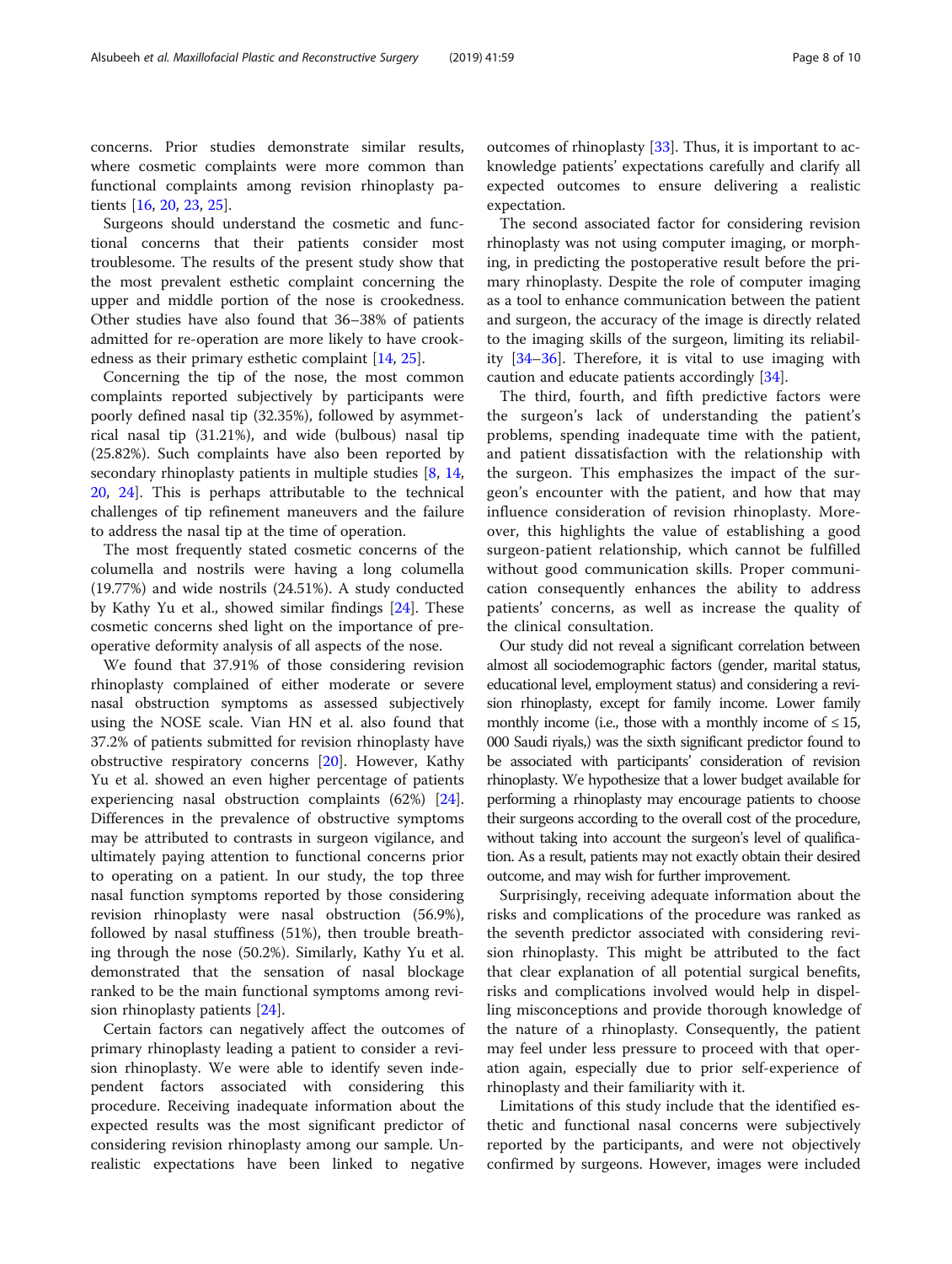concerns. Prior studies demonstrate similar results, where cosmetic complaints were more common than functional complaints among revision rhinoplasty patients [16, 20, 23, 25].

Surgeons should understand the cosmetic and functional concerns that their patients consider most troublesome. The results of the present study show that the most prevalent esthetic complaint concerning the upper and middle portion of the nose is crookedness. Other studies have also found that 36–38% of patients admitted for re-operation are more likely to have crookedness as their primary esthetic complaint [14, 25].

Concerning the tip of the nose, the most common complaints reported subjectively by participants were poorly defined nasal tip (32.35%), followed by asymmetrical nasal tip (31.21%), and wide (bulbous) nasal tip (25.82%). Such complaints have also been reported by secondary rhinoplasty patients in multiple studies [8, 14, 20, 24]. This is perhaps attributable to the technical challenges of tip refinement maneuvers and the failure to address the nasal tip at the time of operation.

The most frequently stated cosmetic concerns of the columella and nostrils were having a long columella (19.77%) and wide nostrils (24.51%). A study conducted by Kathy Yu et al., showed similar findings [24]. These cosmetic concerns shed light on the importance of preoperative deformity analysis of all aspects of the nose.

We found that 37.91% of those considering revision rhinoplasty complained of either moderate or severe nasal obstruction symptoms as assessed subjectively using the NOSE scale. Vian HN et al. also found that 37.2% of patients submitted for revision rhinoplasty have obstructive respiratory concerns [20]. However, Kathy Yu et al. showed an even higher percentage of patients experiencing nasal obstruction complaints (62%) [24]. Differences in the prevalence of obstructive symptoms may be attributed to contrasts in surgeon vigilance, and ultimately paying attention to functional concerns prior to operating on a patient. In our study, the top three nasal function symptoms reported by those considering revision rhinoplasty were nasal obstruction (56.9%), followed by nasal stuffiness (51%), then trouble breathing through the nose (50.2%). Similarly, Kathy Yu et al. demonstrated that the sensation of nasal blockage ranked to be the main functional symptoms among revision rhinoplasty patients [24].

Certain factors can negatively affect the outcomes of primary rhinoplasty leading a patient to consider a revision rhinoplasty. We were able to identify seven independent factors associated with considering this procedure. Receiving inadequate information about the expected results was the most significant predictor of considering revision rhinoplasty among our sample. Unrealistic expectations have been linked to negative outcomes of rhinoplasty [33]. Thus, it is important to acknowledge patients' expectations carefully and clarify all expected outcomes to ensure delivering a realistic expectation.

The second associated factor for considering revision rhinoplasty was not using computer imaging, or morphing, in predicting the postoperative result before the primary rhinoplasty. Despite the role of computer imaging as a tool to enhance communication between the patient and surgeon, the accuracy of the image is directly related to the imaging skills of the surgeon, limiting its reliability [34–36]. Therefore, it is vital to use imaging with caution and educate patients accordingly [34].

The third, fourth, and fifth predictive factors were the surgeon's lack of understanding the patient's problems, spending inadequate time with the patient, and patient dissatisfaction with the relationship with the surgeon. This emphasizes the impact of the surgeon's encounter with the patient, and how that may influence consideration of revision rhinoplasty. Moreover, this highlights the value of establishing a good surgeon-patient relationship, which cannot be fulfilled without good communication skills. Proper communication consequently enhances the ability to address patients' concerns, as well as increase the quality of the clinical consultation.

Our study did not reveal a significant correlation between almost all sociodemographic factors (gender, marital status, educational level, employment status) and considering a revision rhinoplasty, except for family income. Lower family monthly income (i.e., those with a monthly income of ≤ 15,000 Saudi riyals,) was the sixth significant predictor found to be associated with participants' consideration of revision rhinoplasty. We hypothesize that a lower budget available for performing a rhinoplasty may encourage patients to choose their surgeons according to the overall cost of the procedure, without taking into account the surgeon's level of qualification. As a result, patients may not exactly obtain their desired outcome, and may wish for further improvement.

Surprisingly, receiving adequate information about the risks and complications of the procedure was ranked as the seventh predictor associated with considering revision rhinoplasty. This might be attributed to the fact that clear explanation of all potential surgical benefits, risks and complications involved would help in dispelling misconceptions and provide thorough knowledge of the nature of a rhinoplasty. Consequently, the patient may feel under less pressure to proceed with that operation again, especially due to prior self-experience of rhinoplasty and their familiarity with it.

Limitations of this study include that the identified esthetic and functional nasal concerns were subjectively reported by the participants, and were not objectively confirmed by surgeons. However, images were included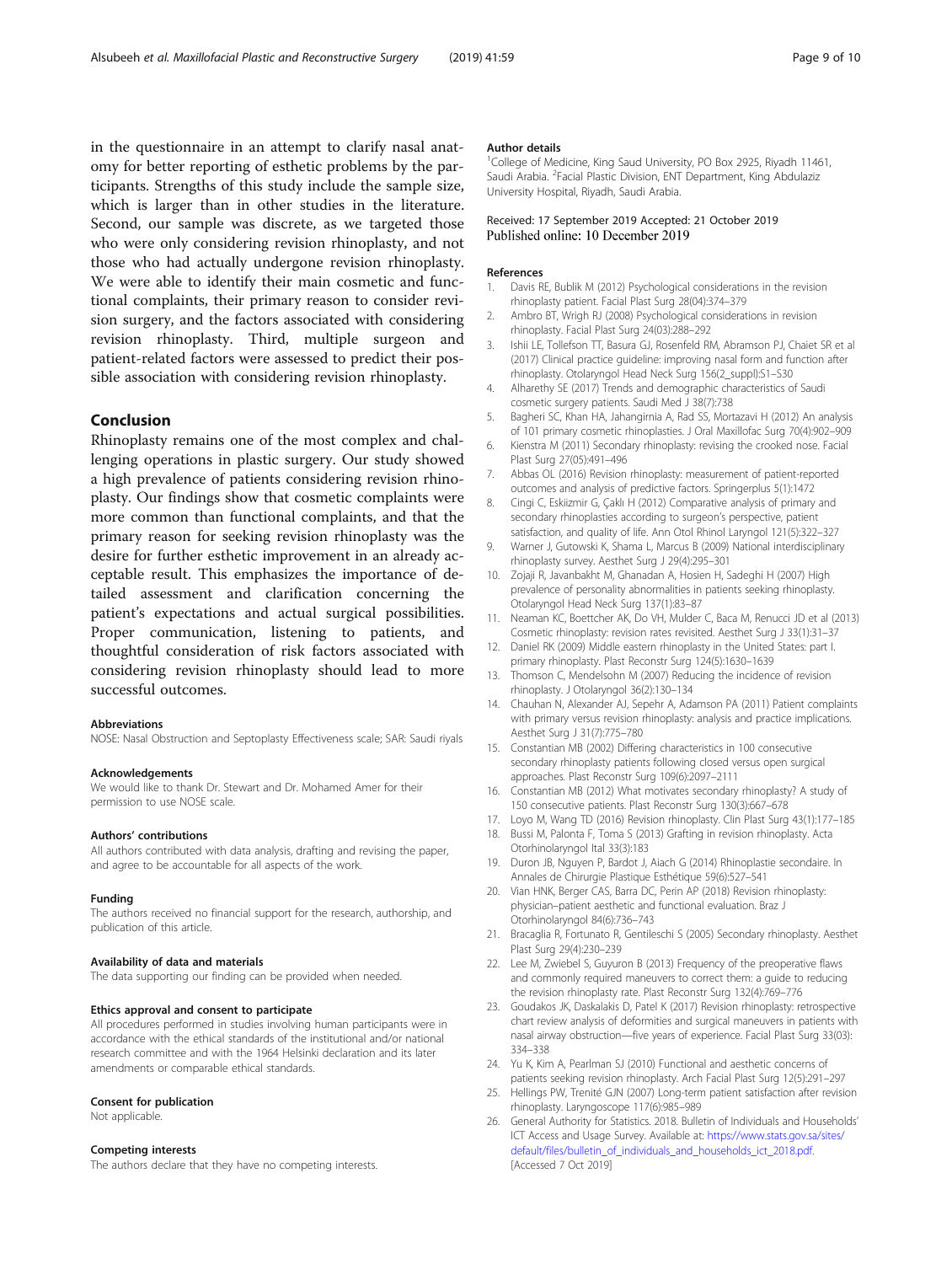in the questionnaire in an attempt to clarify nasal anatomy for better reporting of esthetic problems by the participants. Strengths of this study include the sample size, which is larger than in other studies in the literature. Second, our sample was discrete, as we targeted those who were only considering revision rhinoplasty, and not those who had actually undergone revision rhinoplasty. We were able to identify their main cosmetic and functional complaints, their primary reason to consider revision surgery, and the factors associated with considering revision rhinoplasty. Third, multiple surgeon and patient-related factors were assessed to predict their possible association with considering revision rhinoplasty.

## Conclusion

Rhinoplasty remains one of the most complex and challenging operations in plastic surgery. Our study showed a high prevalence of patients considering revision rhinoplasty. Our findings show that cosmetic complaints were more common than functional complaints, and that the primary reason for seeking revision rhinoplasty was the desire for further esthetic improvement in an already acceptable result. This emphasizes the importance of detailed assessment and clarification concerning the patient's expectations and actual surgical possibilities. Proper communication, listening to patients, and thoughtful consideration of risk factors associated with considering revision rhinoplasty should lead to more successful outcomes.

#### Abbreviations

NOSE: Nasal Obstruction and Septoplasty Effectiveness scale; SAR: Saudi riyals

#### Acknowledgements

We would like to thank Dr. Stewart and Dr. Mohamed Amer for their permission to use NOSE scale.

#### Authors' contributions

All authors contributed with data analysis, drafting and revising the paper, and agree to be accountable for all aspects of the work.

#### Funding

The authors received no financial support for the research, authorship, and publication of this article.

#### Availability of data and materials

The data supporting our finding can be provided when needed.

#### Ethics approval and consent to participate

All procedures performed in studies involving human participants were in accordance with the ethical standards of the institutional and/or national research committee and with the 1964 Helsinki declaration and its later amendments or comparable ethical standards.

#### Consent for publication

Not applicable.

#### Competing interests

The authors declare that they have no competing interests.

#### Author details

[1]College of Medicine, King Saud University, PO Box 2925, Riyadh 11461, Saudi Arabia. [2]Facial Plastic Division, ENT Department, King Abdulaziz University Hospital, Riyadh, Saudi Arabia.

Received: 17 September 2019 Accepted: 21 October 2019
Published online: 10 December 2019

#### References

1. Davis RE, Bublik M (2012) Psychological considerations in the revision rhinoplasty patient. Facial Plast Surg 28(04):374–379
2. Ambro BT, Wrigh RJ (2008) Psychological considerations in revision rhinoplasty. Facial Plast Surg 24(03):288–292
3. Ishii LE, Tollefson TT, Basura GJ, Rosenfeld RM, Abramson PJ, Chaiet SR et al (2017) Clinical practice guideline: improving nasal form and function after rhinoplasty. Otolaryngol Head Neck Surg 156(2_suppl):S1–S30
4. Alharethy SE (2017) Trends and demographic characteristics of Saudi cosmetic surgery patients. Saudi Med J 38(7):738
5. Bagheri SC, Khan HA, Jahangirnia A, Rad SS, Mortazavi H (2012) An analysis of 101 primary cosmetic rhinoplasties. J Oral Maxillofac Surg 70(4):902–909
6. Kienstra M (2011) Secondary rhinoplasty: revising the crooked nose. Facial Plast Surg 27(05):491–496
7. Abbas OL (2016) Revision rhinoplasty: measurement of patient-reported outcomes and analysis of predictive factors. Springerplus 5(1):1472
8. Cingi C, Eskiizmir G, Çaklı H (2012) Comparative analysis of primary and secondary rhinoplasties according to surgeon's perspective, patient satisfaction, and quality of life. Ann Otol Rhinol Laryngol 121(5):322–327
9. Warner J, Gutowski K, Shama L, Marcus B (2009) National interdisciplinary rhinoplasty survey. Aesthet Surg J 29(4):295–301
10. Zojaji R, Javanbakht M, Ghanadan A, Hosien H, Sadeghi H (2007) High prevalence of personality abnormalities in patients seeking rhinoplasty. Otolaryngol Head Neck Surg 137(1):83–87
11. Neaman KC, Boettcher AK, Do VH, Mulder C, Baca M, Renucci JD et al (2013) Cosmetic rhinoplasty: revision rates revisited. Aesthet Surg J 33(1):31–37
12. Daniel RK (2009) Middle eastern rhinoplasty in the United States: part I. primary rhinoplasty. Plast Reconstr Surg 124(5):1630–1639
13. Thomson C, Mendelsohn M (2007) Reducing the incidence of revision rhinoplasty. J Otolaryngol 36(2):130–134
14. Chauhan N, Alexander AJ, Sepehr A, Adamson PA (2011) Patient complaints with primary versus revision rhinoplasty: analysis and practice implications. Aesthet Surg J 31(7):775–780
15. Constantian MB (2002) Differing characteristics in 100 consecutive secondary rhinoplasty patients following closed versus open surgical approaches. Plast Reconstr Surg 109(6):2097–2111
16. Constantian MB (2012) What motivates secondary rhinoplasty? A study of 150 consecutive patients. Plast Reconstr Surg 130(3):667–678
17. Loyo M, Wang TD (2016) Revision rhinoplasty. Clin Plast Surg 43(1):177–185
18. Bussi M, Palonta F, Toma S (2013) Grafting in revision rhinoplasty. Acta Otorhinolaryngol Ital 33(3):183
19. Duron JB, Nguyen P, Bardot J, Aiach G (2014) Rhinoplastie secondaire. In Annales de Chirurgie Plastique Esthétique 59(6):527–541
20. Vian HNK, Berger CAS, Barra DC, Perin AP (2018) Revision rhinoplasty: physician–patient aesthetic and functional evaluation. Braz J Otorhinolaryngol 84(6):736–743
21. Bracaglia R, Fortunato R, Gentileschi S (2005) Secondary rhinoplasty. Aesthet Plast Surg 29(4):230–239
22. Lee M, Zwiebel S, Guyuron B (2013) Frequency of the preoperative flaws and commonly required maneuvers to correct them: a guide to reducing the revision rhinoplasty rate. Plast Reconstr Surg 132(4):769–776
23. Goudakos JK, Daskalakis D, Patel K (2017) Revision rhinoplasty: retrospective chart review analysis of deformities and surgical maneuvers in patients with nasal airway obstruction—five years of experience. Facial Plast Surg 33(03):334–338
24. Yu K, Kim A, Pearlman SJ (2010) Functional and aesthetic concerns of patients seeking revision rhinoplasty. Arch Facial Plast Surg 12(5):291–297
25. Hellings PW, Trenité GJN (2007) Long-term patient satisfaction after revision rhinoplasty. Laryngoscope 117(6):985–989
26. General Authority for Statistics. 2018. Bulletin of Individuals and Households' ICT Access and Usage Survey. Available at: https://www.stats.gov.sa/sites/default/files/bulletin_of_individuals_and_households_ict_2018.pdf. [Accessed 7 Oct 2019]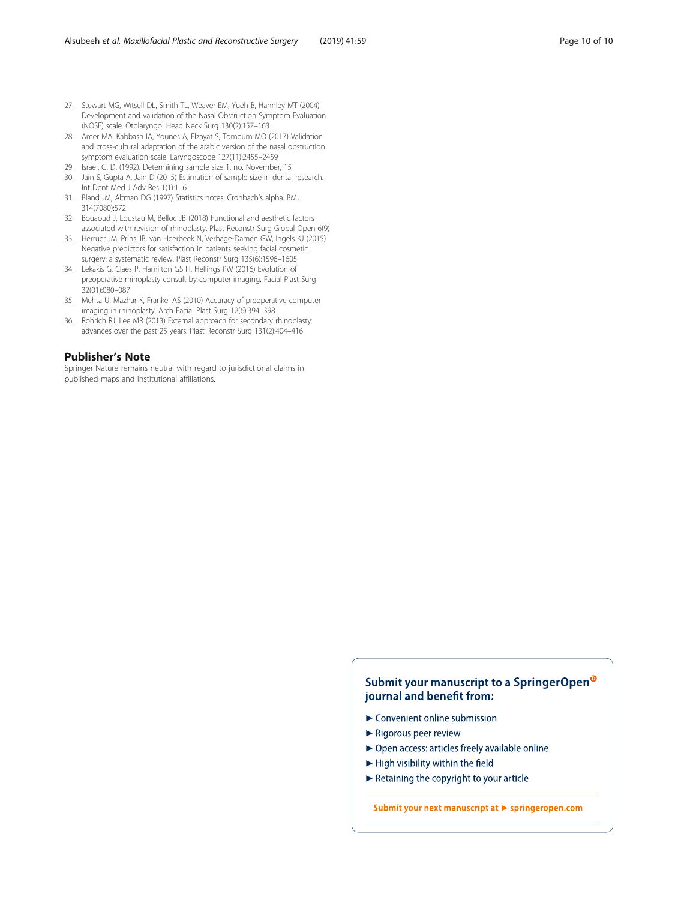27. Stewart MG, Witsell DL, Smith TL, Weaver EM, Yueh B, Hannley MT (2004) Development and validation of the Nasal Obstruction Symptom Evaluation (NOSE) scale. Otolaryngol Head Neck Surg 130(2):157–163
28. Amer MA, Kabbash IA, Younes A, Elzayat S, Tomoum MO (2017) Validation and cross-cultural adaptation of the arabic version of the nasal obstruction symptom evaluation scale. Laryngoscope 127(11):2455–2459
29. Israel, G. D. (1992). Determining sample size 1. no. November, 15
30. Jain S, Gupta A, Jain D (2015) Estimation of sample size in dental research. Int Dent Med J Adv Res 1(1):1–6
31. Bland JM, Altman DG (1997) Statistics notes: Cronbach's alpha. BMJ 314(7080):572
32. Bouaoud J, Loustau M, Belloc JB (2018) Functional and aesthetic factors associated with revision of rhinoplasty. Plast Reconstr Surg Global Open 6(9)
33. Herruer JM, Prins JB, van Heerbeek N, Verhage-Damen GW, Ingels KJ (2015) Negative predictors for satisfaction in patients seeking facial cosmetic surgery: a systematic review. Plast Reconstr Surg 135(6):1596–1605
34. Lekakis G, Claes P, Hamilton GS III, Hellings PW (2016) Evolution of preoperative rhinoplasty consult by computer imaging. Facial Plast Surg 32(01):080–087
35. Mehta U, Mazhar K, Frankel AS (2010) Accuracy of preoperative computer imaging in rhinoplasty. Arch Facial Plast Surg 12(6):394–398
36. Rohrich RJ, Lee MR (2013) External approach for secondary rhinoplasty: advances over the past 25 years. Plast Reconstr Surg 131(2):404–416

## Publisher's Note

Springer Nature remains neutral with regard to jurisdictional claims in published maps and institutional affiliations.

**Submit your manuscript to a SpringerOpen journal and benefit from:**

- ► Convenient online submission
- ► Rigorous peer review
- ► Open access: articles freely available online
- ► High visibility within the field
- ► Retaining the copyright to your article

**Submit your next manuscript at ► springeropen.com**